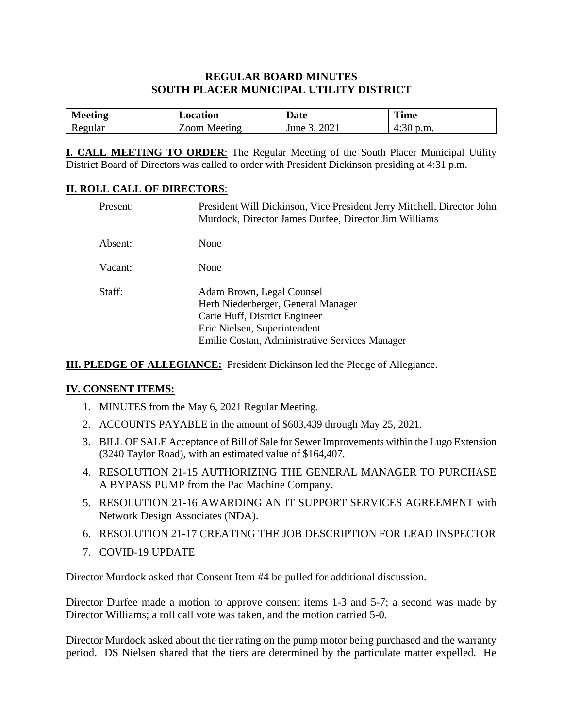# REGULAR BOARD MINUTES
# SOUTH PLACER MUNICIPAL UTILITY DISTRICT

| Meeting | Location | Date | Time |
|---|---|---|---|
| Regular | Zoom Meeting | June 3, 2021 | 4:30 p.m. |

**I. CALL MEETING TO ORDER**: The Regular Meeting of the South Placer Municipal Utility District Board of Directors was called to order with President Dickinson presiding at 4:31 p.m.

**II. ROLL CALL OF DIRECTORS**:

Present: President Will Dickinson, Vice President Jerry Mitchell, Director John Murdock, Director James Durfee, Director Jim Williams

Absent: None

Vacant: None

Staff: Adam Brown, Legal Counsel
Herb Niederberger, General Manager
Carie Huff, District Engineer
Eric Nielsen, Superintendent
Emilie Costan, Administrative Services Manager

**III. PLEDGE OF ALLEGIANCE:** President Dickinson led the Pledge of Allegiance.

**IV. CONSENT ITEMS:**

1. MINUTES from the May 6, 2021 Regular Meeting.
2. ACCOUNTS PAYABLE in the amount of $603,439 through May 25, 2021.
3. BILL OF SALE Acceptance of Bill of Sale for Sewer Improvements within the Lugo Extension (3240 Taylor Road), with an estimated value of $164,407.
4. RESOLUTION 21-15 AUTHORIZING THE GENERAL MANAGER TO PURCHASE A BYPASS PUMP from the Pac Machine Company.
5. RESOLUTION 21-16 AWARDING AN IT SUPPORT SERVICES AGREEMENT with Network Design Associates (NDA).
6. RESOLUTION 21-17 CREATING THE JOB DESCRIPTION FOR LEAD INSPECTOR
7. COVID-19 UPDATE

Director Murdock asked that Consent Item #4 be pulled for additional discussion.

Director Durfee made a motion to approve consent items 1-3 and 5-7; a second was made by Director Williams; a roll call vote was taken, and the motion carried 5-0.

Director Murdock asked about the tier rating on the pump motor being purchased and the warranty period. DS Nielsen shared that the tiers are determined by the particulate matter expelled. He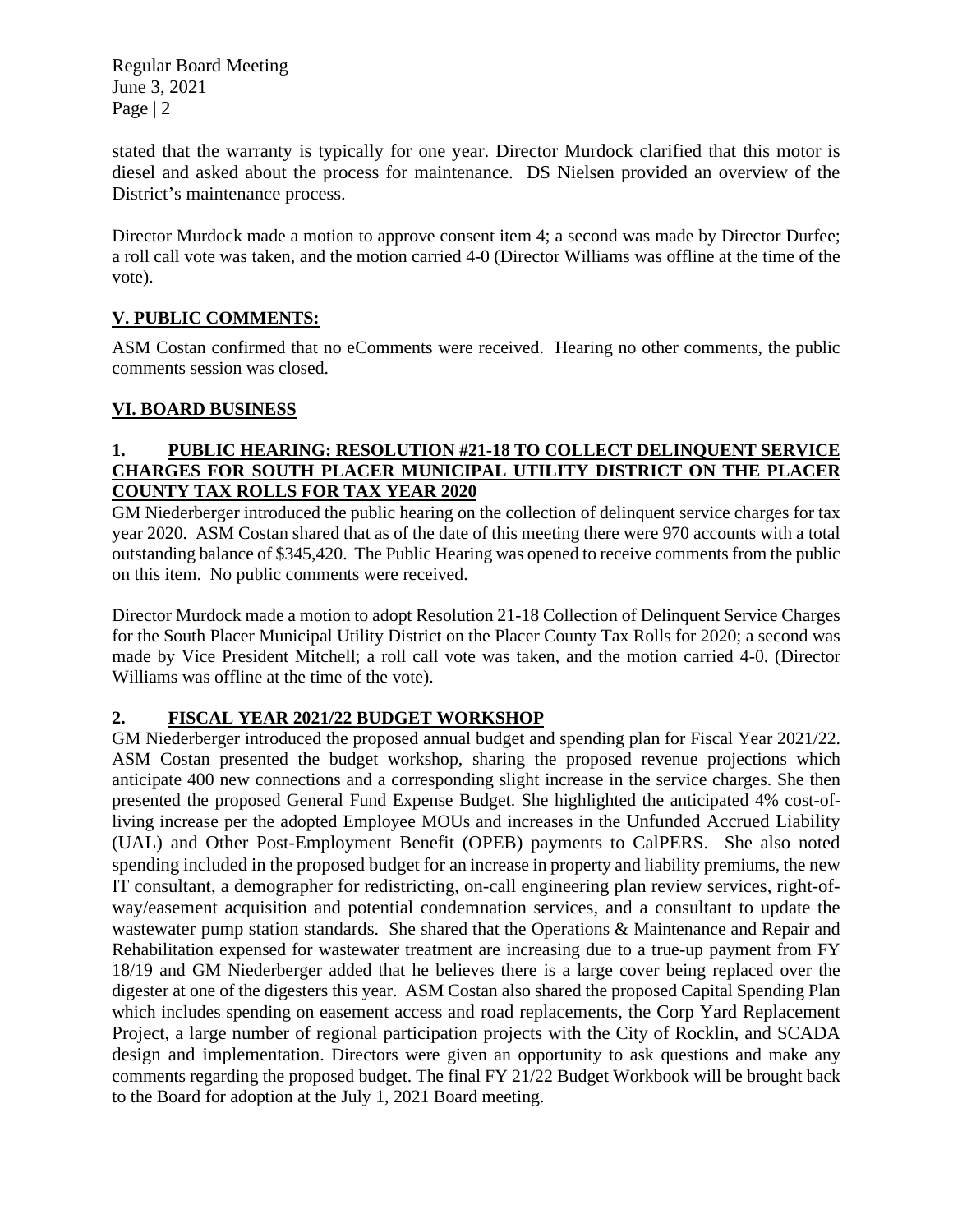stated that the warranty is typically for one year. Director Murdock clarified that this motor is diesel and asked about the process for maintenance. DS Nielsen provided an overview of the District's maintenance process.

Director Murdock made a motion to approve consent item 4; a second was made by Director Durfee; a roll call vote was taken, and the motion carried 4-0 (Director Williams was offline at the time of the vote).

## V. PUBLIC COMMENTS:

ASM Costan confirmed that no eComments were received. Hearing no other comments, the public comments session was closed.

## VI. BOARD BUSINESS

### 1. PUBLIC HEARING: RESOLUTION #21-18 TO COLLECT DELINQUENT SERVICE CHARGES FOR SOUTH PLACER MUNICIPAL UTILITY DISTRICT ON THE PLACER COUNTY TAX ROLLS FOR TAX YEAR 2020

GM Niederberger introduced the public hearing on the collection of delinquent service charges for tax year 2020. ASM Costan shared that as of the date of this meeting there were 970 accounts with a total outstanding balance of $345,420. The Public Hearing was opened to receive comments from the public on this item. No public comments were received.

Director Murdock made a motion to adopt Resolution 21-18 Collection of Delinquent Service Charges for the South Placer Municipal Utility District on the Placer County Tax Rolls for 2020; a second was made by Vice President Mitchell; a roll call vote was taken, and the motion carried 4-0. (Director Williams was offline at the time of the vote).

### 2. FISCAL YEAR 2021/22 BUDGET WORKSHOP

GM Niederberger introduced the proposed annual budget and spending plan for Fiscal Year 2021/22. ASM Costan presented the budget workshop, sharing the proposed revenue projections which anticipate 400 new connections and a corresponding slight increase in the service charges. She then presented the proposed General Fund Expense Budget. She highlighted the anticipated 4% cost-of-living increase per the adopted Employee MOUs and increases in the Unfunded Accrued Liability (UAL) and Other Post-Employment Benefit (OPEB) payments to CalPERS. She also noted spending included in the proposed budget for an increase in property and liability premiums, the new IT consultant, a demographer for redistricting, on-call engineering plan review services, right-of-way/easement acquisition and potential condemnation services, and a consultant to update the wastewater pump station standards. She shared that the Operations & Maintenance and Repair and Rehabilitation expensed for wastewater treatment are increasing due to a true-up payment from FY 18/19 and GM Niederberger added that he believes there is a large cover being replaced over the digester at one of the digesters this year. ASM Costan also shared the proposed Capital Spending Plan which includes spending on easement access and road replacements, the Corp Yard Replacement Project, a large number of regional participation projects with the City of Rocklin, and SCADA design and implementation. Directors were given an opportunity to ask questions and make any comments regarding the proposed budget. The final FY 21/22 Budget Workbook will be brought back to the Board for adoption at the July 1, 2021 Board meeting.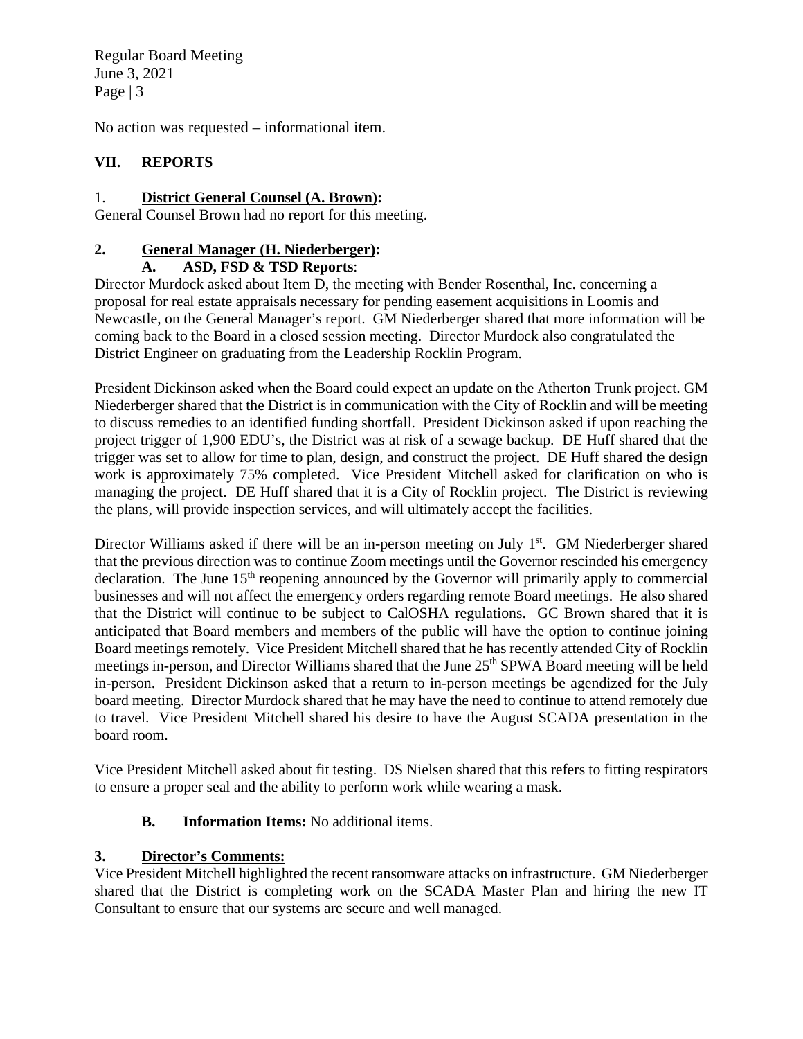No action was requested – informational item.

## VII. REPORTS

### 1. <u>District General Counsel (A. Brown)</u>:

General Counsel Brown had no report for this meeting.

### 2. <u>General Manager (H. Niederberger)</u>:

#### A. ASD, FSD & TSD Reports:

Director Murdock asked about Item D, the meeting with Bender Rosenthal, Inc. concerning a proposal for real estate appraisals necessary for pending easement acquisitions in Loomis and Newcastle, on the General Manager's report. GM Niederberger shared that more information will be coming back to the Board in a closed session meeting. Director Murdock also congratulated the District Engineer on graduating from the Leadership Rocklin Program.

President Dickinson asked when the Board could expect an update on the Atherton Trunk project. GM Niederberger shared that the District is in communication with the City of Rocklin and will be meeting to discuss remedies to an identified funding shortfall. President Dickinson asked if upon reaching the project trigger of 1,900 EDU's, the District was at risk of a sewage backup. DE Huff shared that the trigger was set to allow for time to plan, design, and construct the project. DE Huff shared the design work is approximately 75% completed. Vice President Mitchell asked for clarification on who is managing the project. DE Huff shared that it is a City of Rocklin project. The District is reviewing the plans, will provide inspection services, and will ultimately accept the facilities.

Director Williams asked if there will be an in-person meeting on July 1st. GM Niederberger shared that the previous direction was to continue Zoom meetings until the Governor rescinded his emergency declaration. The June 15th reopening announced by the Governor will primarily apply to commercial businesses and will not affect the emergency orders regarding remote Board meetings. He also shared that the District will continue to be subject to CalOSHA regulations. GC Brown shared that it is anticipated that Board members and members of the public will have the option to continue joining Board meetings remotely. Vice President Mitchell shared that he has recently attended City of Rocklin meetings in-person, and Director Williams shared that the June 25th SPWA Board meeting will be held in-person. President Dickinson asked that a return to in-person meetings be agendized for the July board meeting. Director Murdock shared that he may have the need to continue to attend remotely due to travel. Vice President Mitchell shared his desire to have the August SCADA presentation in the board room.

Vice President Mitchell asked about fit testing. DS Nielsen shared that this refers to fitting respirators to ensure a proper seal and the ability to perform work while wearing a mask.

#### B. Information Items: No additional items.

### 3. <u>Director's Comments:</u>

Vice President Mitchell highlighted the recent ransomware attacks on infrastructure. GM Niederberger shared that the District is completing work on the SCADA Master Plan and hiring the new IT Consultant to ensure that our systems are secure and well managed.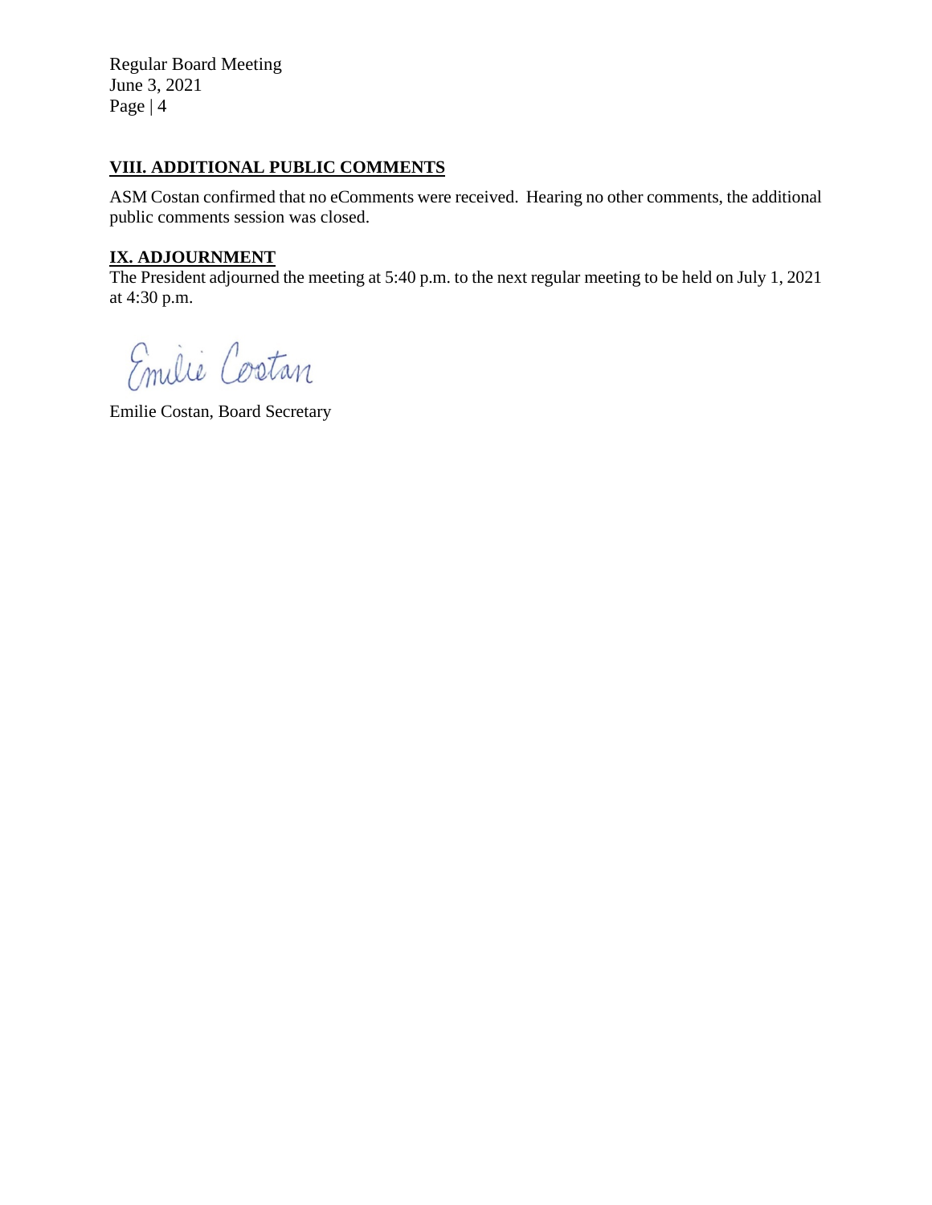## VIII. ADDITIONAL PUBLIC COMMENTS

ASM Costan confirmed that no eComments were received. Hearing no other comments, the additional public comments session was closed.

## IX. ADJOURNMENT

The President adjourned the meeting at 5:40 p.m. to the next regular meeting to be held on July 1, 2021 at 4:30 p.m.

Emilie Costan

Emilie Costan, Board Secretary